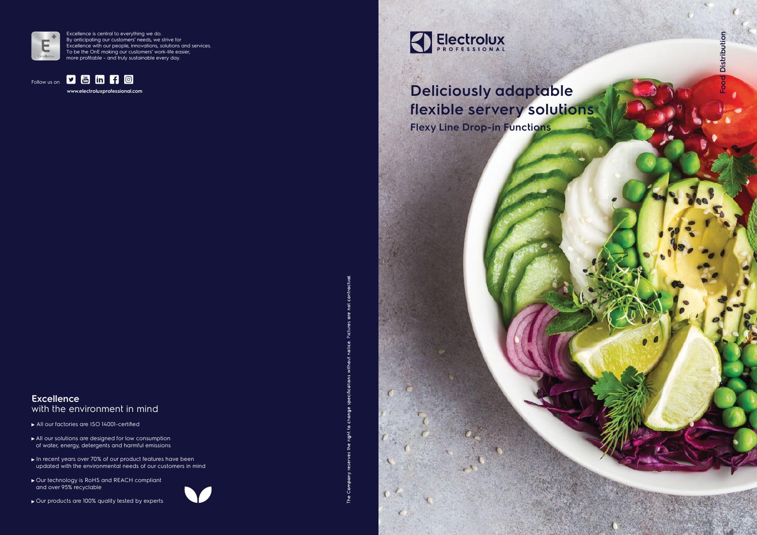Excellence is central to everything we do.
By anticipating our customers' needs, we strive for
Excellence with our people, innovations, solutions and services.
To be the OnE making our customers' work-life easier,
more profitable - and truly sustainable every day.

Follow us on

www.electroluxprofessional.com

## Excellence
with the environment in mind

- All our factories are ISO 14001-certified
- All our solutions are designed for low consumption of water, energy, detergents and harmful emissions
- In recent years over 70% of our product features have been updated with the environmental needs of our customers in mind
- Our technology is RoHS and REACH compliant and over 95% recyclable
- Our products are 100% quality tested by experts

The Company reserves the right to change specifications without notice. Pictures are not contractual.

Electrolux PROFESSIONAL

Food Distribution

# Deliciously adaptable flexible servery solutions

## Flexy Line Drop-in Functions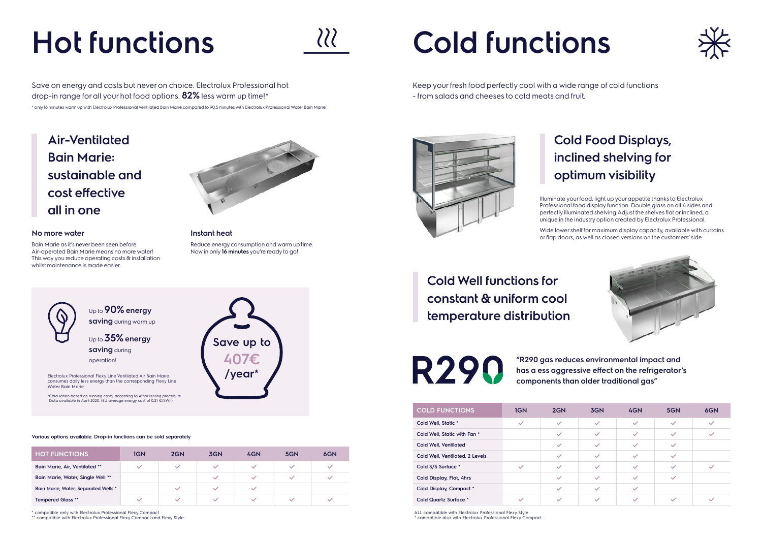# Hot functions

Save on energy and costs but never on choice. Electrolux Professional hot drop-in range for all your hot food options. **82%** less warm up time!*

* only 16 minutes warm up with Electrolux Professional Ventilated Bain Marie compared to 90,5 minutes with Electrolux Professional Water Bain Marie.

## Air-Ventilated Bain Marie: sustainable and cost effective all in one

**No more water**

Bain Marie as it's never been seen before. Air-operated Bain Marie means no more water! This way you reduce operating costs & installation whilst maintenance is made easier.

**Instant heat**

Reduce energy consumption and warm up time. Now in only **16 minutes** you're ready to go!

Up to **90% energy saving** during warm up

Up to **35% energy saving** during operation!

Electrolux Professional Flexy Line Ventilated Air Bain Marie consumes daily less energy than the corresponding Flexy Line Water Bain Marie.

*Calculation based on running costs, according to Afnor testing procedure. Data available in April 2020. (EU average energy cost of 0,21 €/kWh).

Save up to 407€ /year*

**Various options available. Drop-in functions can be sold separately**

| HOT FUNCTIONS | 1GN | 2GN | 3GN | 4GN | 5GN | 6GN |
|---|---|---|---|---|---|---|
| Bain Marie, Air, Ventilated ** | ✓ | ✓ | ✓ | ✓ | ✓ | ✓ |
| Bain Marie, Water, Single Well ** | | | ✓ | ✓ | ✓ | ✓ |
| Bain Marie, Water, Separated Wells * | | ✓ | ✓ | ✓ | | |
| Tempered Glass ** | ✓ | ✓ | ✓ | ✓ | ✓ | ✓ |

* compatible only with Electrolux Professional Flexy Compact
** compatible with Electrolux Professional Flexy Compact and Flexy Style

# Cold functions

Keep your fresh food perfectly cool with a wide range of cold functions - from salads and cheeses to cold meats and fruit.

## Cold Food Displays, inclined shelving for optimum visibility

Illuminate your food, light up your appetite thanks to Electrolux Professional food display function. Double glass on all 4 sides and perfectly illuminated shelving. Adjust the shelves flat or inclined, a unique in the industry option created by Electrolux Professional.

Wide lower shelf for maximum display capacity, available with curtains or flap doors, as well as closed versions on the customers' side.

## Cold Well functions for constant & uniform cool temperature distribution

R290

**"R290 gas reduces environmental impact and has a ess aggressive effect on the refrigerator's components than older traditional gas"**

| COLD FUNCTIONS | 1GN | 2GN | 3GN | 4GN | 5GN | 6GN |
|---|---|---|---|---|---|---|
| Cold Well, Static * | ✓ | ✓ | ✓ | ✓ | ✓ | ✓ |
| Cold Well, Static with Fan * | | ✓ | ✓ | ✓ | ✓ | ✓ |
| Cold Well, Ventilated | | ✓ | ✓ | ✓ | ✓ | |
| Cold Well, Ventilated, 2 Levels | | ✓ | ✓ | ✓ | ✓ | |
| Cold S/S Surface * | ✓ | ✓ | ✓ | ✓ | ✓ | ✓ |
| Cold Display, Flat, 4hrs | | ✓ | ✓ | ✓ | ✓ | |
| Cold Display, Compact * | | ✓ | ✓ | ✓ | | |
| Cold Quartz Surface * | ✓ | ✓ | ✓ | ✓ | ✓ | ✓ |

ALL compatible with Electrolux Professional Flexy Style
* compatible also with Electrolux Professional Flexy Compact